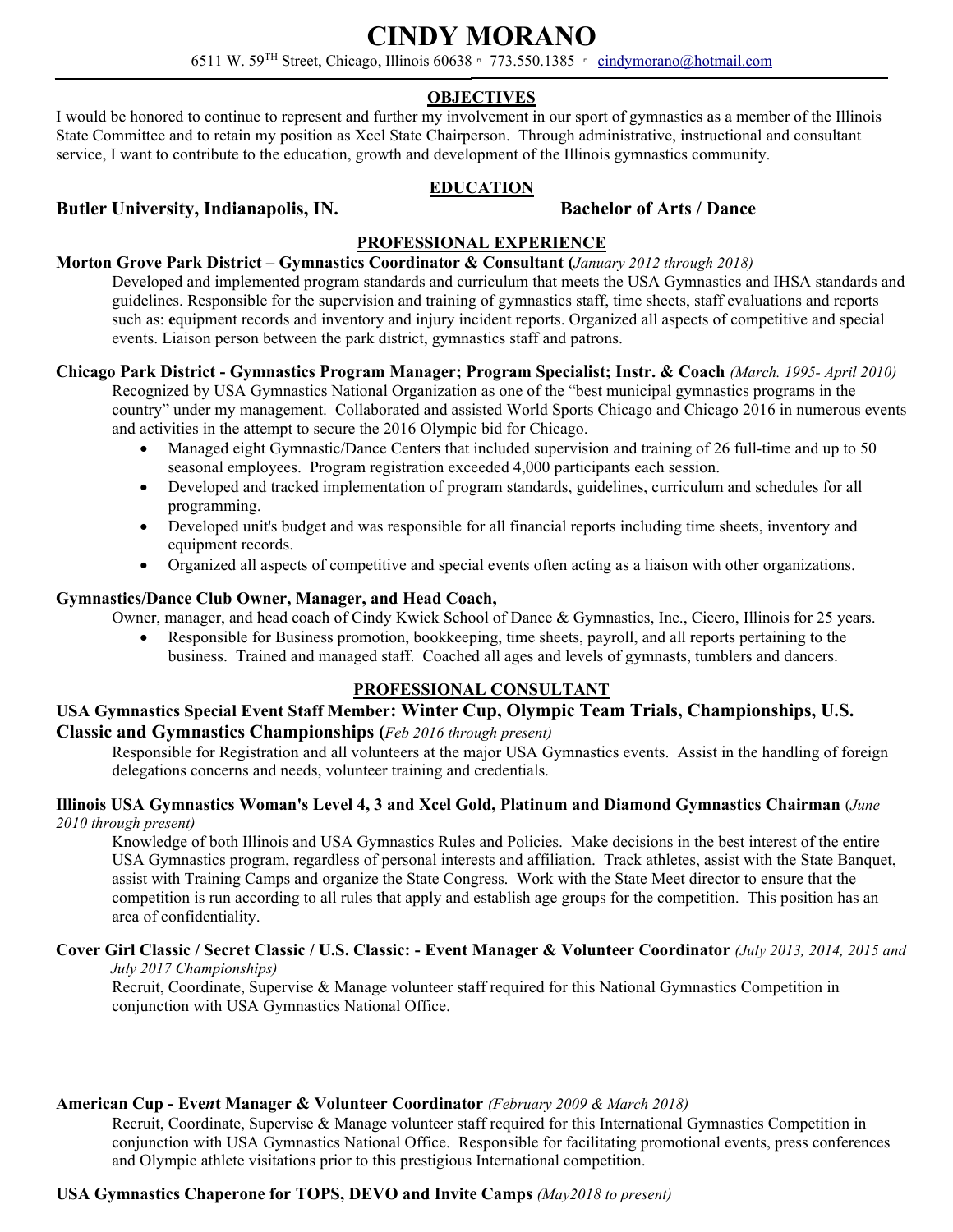# CINDY MORANO

6511 W. 59TH Street, Chicago, Illinois 60638 ▫ 773.550.1385 ▫ cindymorano@hotmail.com

## OBJECTIVES

I would be honored to continue to represent and further my involvement in our sport of gymnastics as a member of the Illinois State Committee and to retain my position as Xcel State Chairperson. Through administrative, instructional and consultant service, I want to contribute to the education, growth and development of the Illinois gymnastics community.

## EDUCATION

**Butler University, Indianapolis, IN.** **Bachelor of Arts / Dance**

## PROFESSIONAL EXPERIENCE

**Morton Grove Park District – Gymnastics Coordinator & Consultant (***January 2012 through 2018)*

Developed and implemented program standards and curriculum that meets the USA Gymnastics and IHSA standards and guidelines. Responsible for the supervision and training of gymnastics staff, time sheets, staff evaluations and reports such as: equipment records and inventory and injury incident reports. Organized all aspects of competitive and special events. Liaison person between the park district, gymnastics staff and patrons.

**Chicago Park District - Gymnastics Program Manager; Program Specialist; Instr. & Coach** *(March. 1995- April 2010)*

Recognized by USA Gymnastics National Organization as one of the "best municipal gymnastics programs in the country" under my management. Collaborated and assisted World Sports Chicago and Chicago 2016 in numerous events and activities in the attempt to secure the 2016 Olympic bid for Chicago.

- Managed eight Gymnastic/Dance Centers that included supervision and training of 26 full-time and up to 50 seasonal employees. Program registration exceeded 4,000 participants each session.
- Developed and tracked implementation of program standards, guidelines, curriculum and schedules for all programming.
- Developed unit's budget and was responsible for all financial reports including time sheets, inventory and equipment records.
- Organized all aspects of competitive and special events often acting as a liaison with other organizations.

**Gymnastics/Dance Club Owner, Manager, and Head Coach,**

Owner, manager, and head coach of Cindy Kwiek School of Dance & Gymnastics, Inc., Cicero, Illinois for 25 years.

- Responsible for Business promotion, bookkeeping, time sheets, payroll, and all reports pertaining to the business. Trained and managed staff. Coached all ages and levels of gymnasts, tumblers and dancers.

## PROFESSIONAL CONSULTANT

**USA Gymnastics Special Event Staff Member: Winter Cup, Olympic Team Trials, Championships, U.S. Classic and Gymnastics Championships (***Feb 2016 through present)*

Responsible for Registration and all volunteers at the major USA Gymnastics events. Assist in the handling of foreign delegations concerns and needs, volunteer training and credentials.

**Illinois USA Gymnastics Woman's Level 4, 3 and Xcel Gold, Platinum and Diamond Gymnastics Chairman** (*June 2010 through present)*

Knowledge of both Illinois and USA Gymnastics Rules and Policies. Make decisions in the best interest of the entire USA Gymnastics program, regardless of personal interests and affiliation. Track athletes, assist with the State Banquet, assist with Training Camps and organize the State Congress. Work with the State Meet director to ensure that the competition is run according to all rules that apply and establish age groups for the competition. This position has an area of confidentiality.

**Cover Girl Classic / Secret Classic / U.S. Classic: - Event Manager & Volunteer Coordinator** *(July 2013, 2014, 2015 and July 2017 Championships)*

Recruit, Coordinate, Supervise & Manage volunteer staff required for this National Gymnastics Competition in conjunction with USA Gymnastics National Office.

**American Cup - Event Manager & Volunteer Coordinator** *(February 2009 & March 2018)*

Recruit, Coordinate, Supervise & Manage volunteer staff required for this International Gymnastics Competition in conjunction with USA Gymnastics National Office. Responsible for facilitating promotional events, press conferences and Olympic athlete visitations prior to this prestigious International competition.

**USA Gymnastics Chaperone for TOPS, DEVO and Invite Camps** *(May2018 to present)*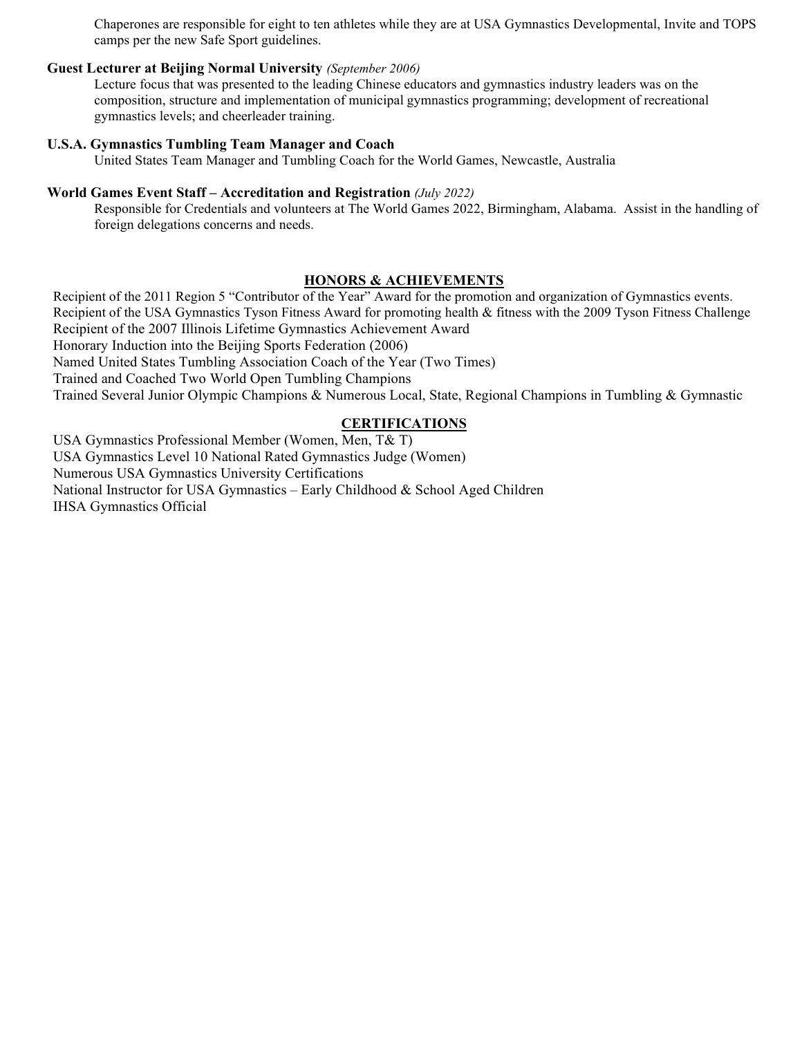Chaperones are responsible for eight to ten athletes while they are at USA Gymnastics Developmental, Invite and TOPS camps per the new Safe Sport guidelines.

**Guest Lecturer at Beijing Normal University** *(September 2006)*

Lecture focus that was presented to the leading Chinese educators and gymnastics industry leaders was on the composition, structure and implementation of municipal gymnastics programming; development of recreational gymnastics levels; and cheerleader training.

**U.S.A. Gymnastics Tumbling Team Manager and Coach**

United States Team Manager and Tumbling Coach for the World Games, Newcastle, Australia

**World Games Event Staff – Accreditation and Registration** *(July 2022)*

Responsible for Credentials and volunteers at The World Games 2022, Birmingham, Alabama. Assist in the handling of foreign delegations concerns and needs.

## HONORS & ACHIEVEMENTS

Recipient of the 2011 Region 5 "Contributor of the Year" Award for the promotion and organization of Gymnastics events.
Recipient of the USA Gymnastics Tyson Fitness Award for promoting health & fitness with the 2009 Tyson Fitness Challenge
Recipient of the 2007 Illinois Lifetime Gymnastics Achievement Award
Honorary Induction into the Beijing Sports Federation (2006)
Named United States Tumbling Association Coach of the Year (Two Times)
Trained and Coached Two World Open Tumbling Champions
Trained Several Junior Olympic Champions & Numerous Local, State, Regional Champions in Tumbling & Gymnastic

## CERTIFICATIONS

USA Gymnastics Professional Member (Women, Men, T& T)
USA Gymnastics Level 10 National Rated Gymnastics Judge (Women)
Numerous USA Gymnastics University Certifications
National Instructor for USA Gymnastics – Early Childhood & School Aged Children
IHSA Gymnastics Official